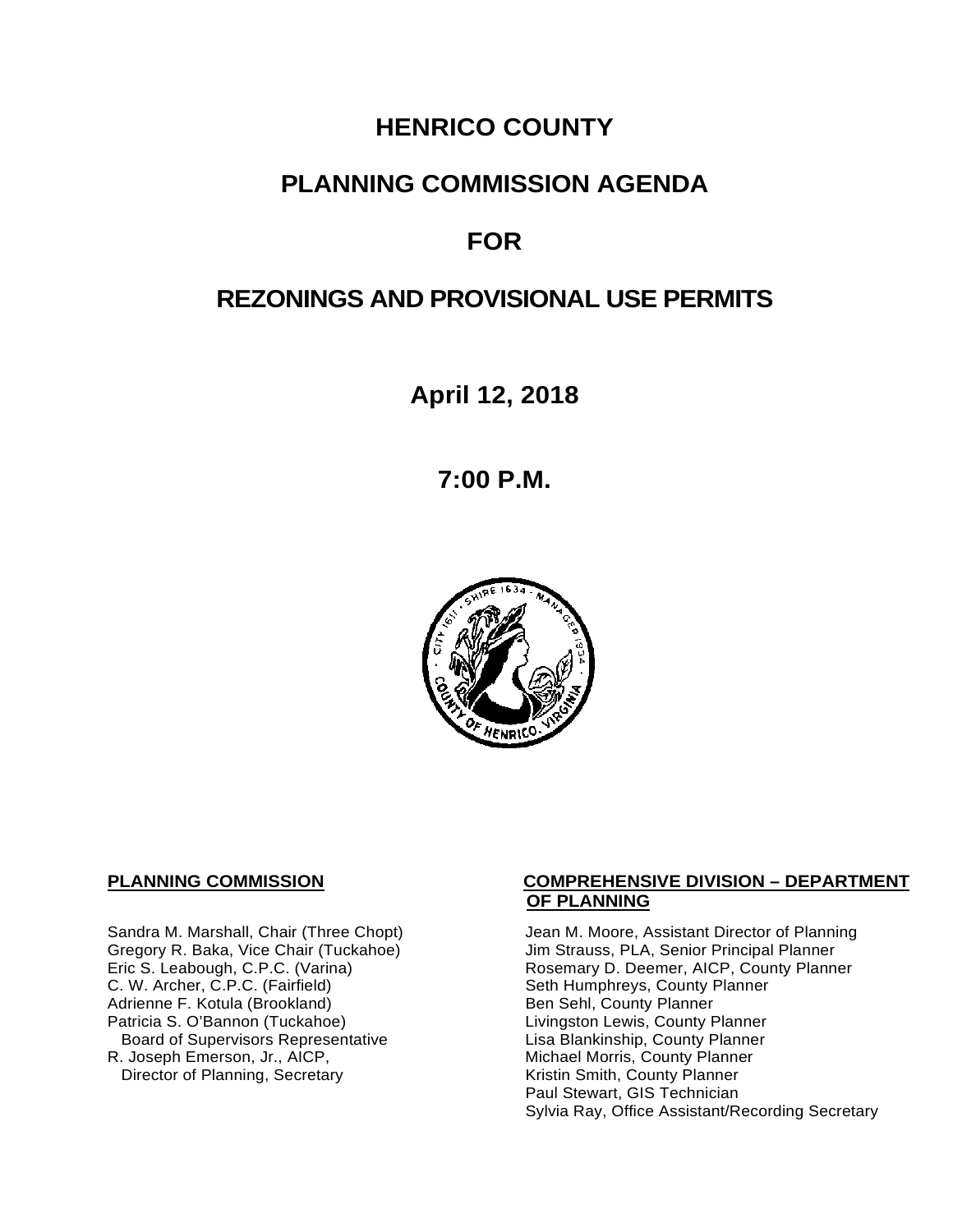# HENRICO COUNTY

# PLANNING COMMISSION AGENDA

# FOR

# REZONINGS AND PROVISIONAL USE PERMITS

**April 12, 2018**

**7:00 P.M.**

**PLANNING COMMISSION**

Sandra M. Marshall, Chair (Three Chopt)
Gregory R. Baka, Vice Chair (Tuckahoe)
Eric S. Leabough, C.P.C. (Varina)
C. W. Archer, C.P.C. (Fairfield)
Adrienne F. Kotula (Brookland)
Patricia S. O'Bannon (Tuckahoe)
Board of Supervisors Representative
R. Joseph Emerson, Jr., AICP,
Director of Planning, Secretary

**COMPREHENSIVE DIVISION – DEPARTMENT OF PLANNING**

Jean M. Moore, Assistant Director of Planning
Jim Strauss, PLA, Senior Principal Planner
Rosemary D. Deemer, AICP, County Planner
Seth Humphreys, County Planner
Ben Sehl, County Planner
Livingston Lewis, County Planner
Lisa Blankinship, County Planner
Michael Morris, County Planner
Kristin Smith, County Planner
Paul Stewart, GIS Technician
Sylvia Ray, Office Assistant/Recording Secretary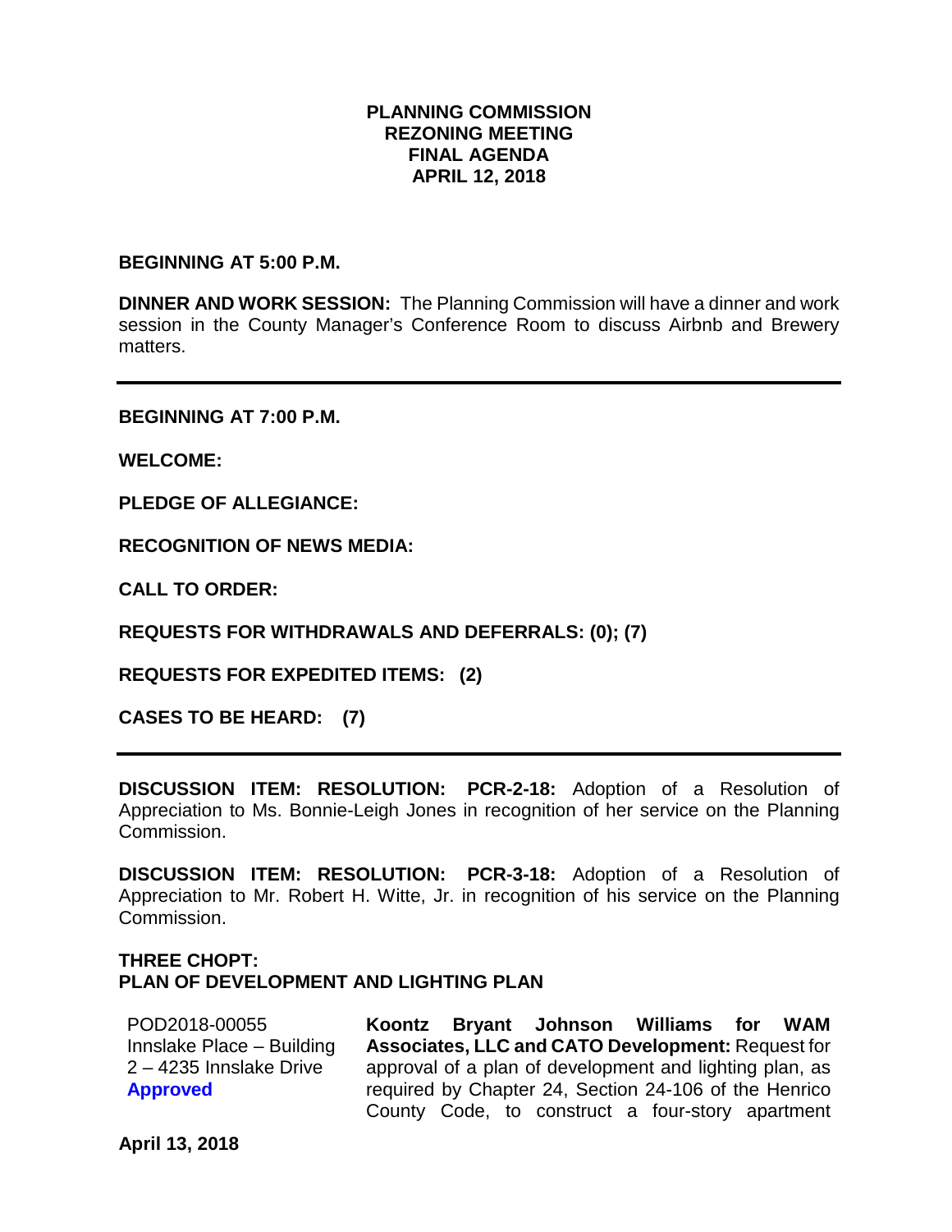**PLANNING COMMISSION**
**REZONING MEETING**
**FINAL AGENDA**
**APRIL 12, 2018**

**BEGINNING AT 5:00 P.M.**

**DINNER AND WORK SESSION:** The Planning Commission will have a dinner and work session in the County Manager's Conference Room to discuss Airbnb and Brewery matters.

---

**BEGINNING AT 7:00 P.M.**

**WELCOME:**

**PLEDGE OF ALLEGIANCE:**

**RECOGNITION OF NEWS MEDIA:**

**CALL TO ORDER:**

**REQUESTS FOR WITHDRAWALS AND DEFERRALS: (0); (7)**

**REQUESTS FOR EXPEDITED ITEMS: (2)**

**CASES TO BE HEARD: (7)**

---

**DISCUSSION ITEM: RESOLUTION: PCR-2-18:** Adoption of a Resolution of Appreciation to Ms. Bonnie-Leigh Jones in recognition of her service on the Planning Commission.

**DISCUSSION ITEM: RESOLUTION: PCR-3-18:** Adoption of a Resolution of Appreciation to Mr. Robert H. Witte, Jr. in recognition of his service on the Planning Commission.

**THREE CHOPT:**
**PLAN OF DEVELOPMENT AND LIGHTING PLAN**

POD2018-00055
Innslake Place – Building 2 – 4235 Innslake Drive
**Approved**

**Koontz Bryant Johnson Williams for WAM Associates, LLC and CATO Development:** Request for approval of a plan of development and lighting plan, as required by Chapter 24, Section 24-106 of the Henrico County Code, to construct a four-story apartment

**April 13, 2018**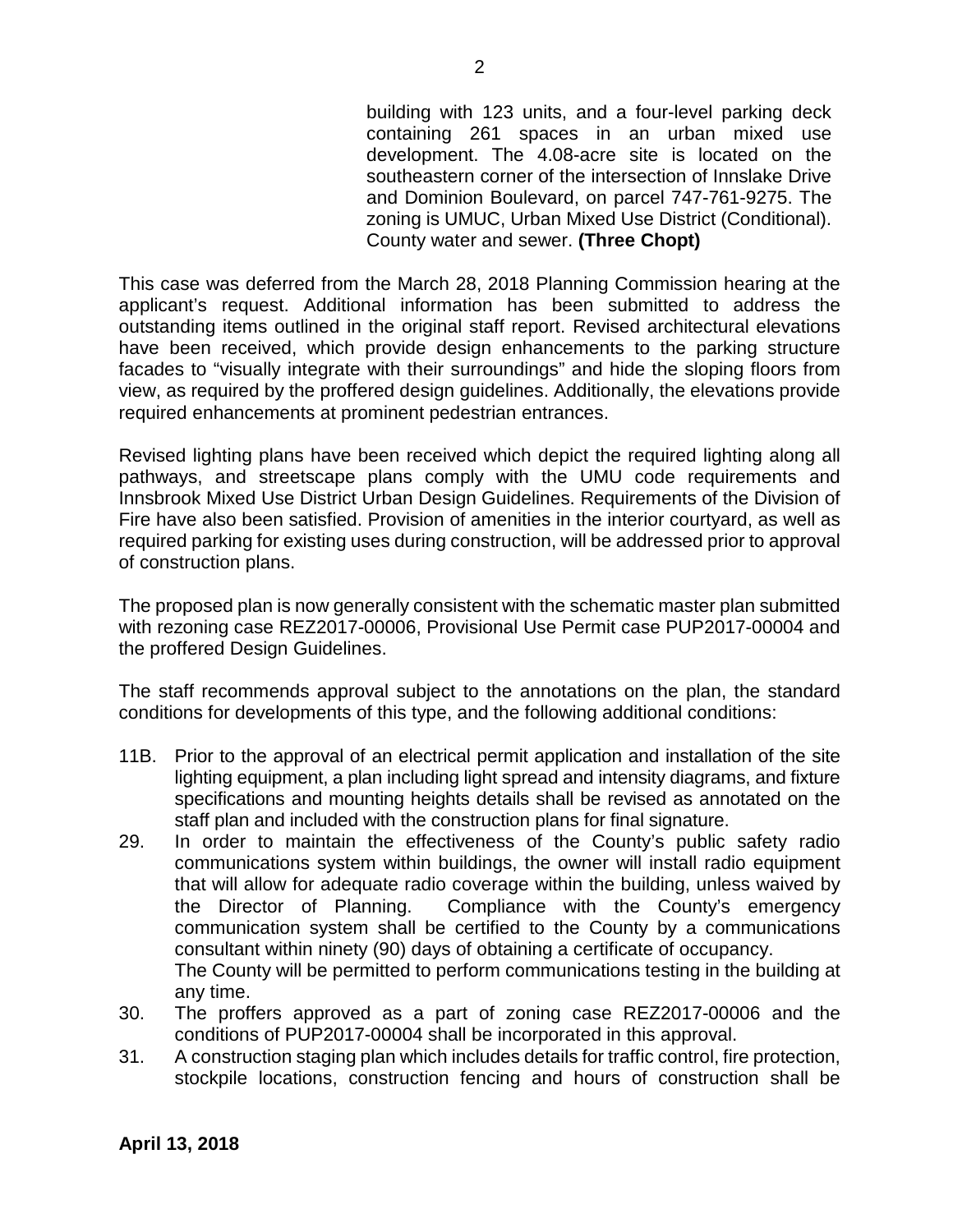building with 123 units, and a four-level parking deck containing 261 spaces in an urban mixed use development. The 4.08-acre site is located on the southeastern corner of the intersection of Innslake Drive and Dominion Boulevard, on parcel 747-761-9275. The zoning is UMUC, Urban Mixed Use District (Conditional). County water and sewer. **(Three Chopt)**

This case was deferred from the March 28, 2018 Planning Commission hearing at the applicant's request. Additional information has been submitted to address the outstanding items outlined in the original staff report. Revised architectural elevations have been received, which provide design enhancements to the parking structure facades to "visually integrate with their surroundings" and hide the sloping floors from view, as required by the proffered design guidelines. Additionally, the elevations provide required enhancements at prominent pedestrian entrances.

Revised lighting plans have been received which depict the required lighting along all pathways, and streetscape plans comply with the UMU code requirements and Innsbrook Mixed Use District Urban Design Guidelines. Requirements of the Division of Fire have also been satisfied. Provision of amenities in the interior courtyard, as well as required parking for existing uses during construction, will be addressed prior to approval of construction plans.

The proposed plan is now generally consistent with the schematic master plan submitted with rezoning case REZ2017-00006, Provisional Use Permit case PUP2017-00004 and the proffered Design Guidelines.

The staff recommends approval subject to the annotations on the plan, the standard conditions for developments of this type, and the following additional conditions:

11B. Prior to the approval of an electrical permit application and installation of the site lighting equipment, a plan including light spread and intensity diagrams, and fixture specifications and mounting heights details shall be revised as annotated on the staff plan and included with the construction plans for final signature.

29. In order to maintain the effectiveness of the County's public safety radio communications system within buildings, the owner will install radio equipment that will allow for adequate radio coverage within the building, unless waived by the Director of Planning. Compliance with the County's emergency communication system shall be certified to the County by a communications consultant within ninety (90) days of obtaining a certificate of occupancy. The County will be permitted to perform communications testing in the building at any time.

30. The proffers approved as a part of zoning case REZ2017-00006 and the conditions of PUP2017-00004 shall be incorporated in this approval.

31. A construction staging plan which includes details for traffic control, fire protection, stockpile locations, construction fencing and hours of construction shall be

**April 13, 2018**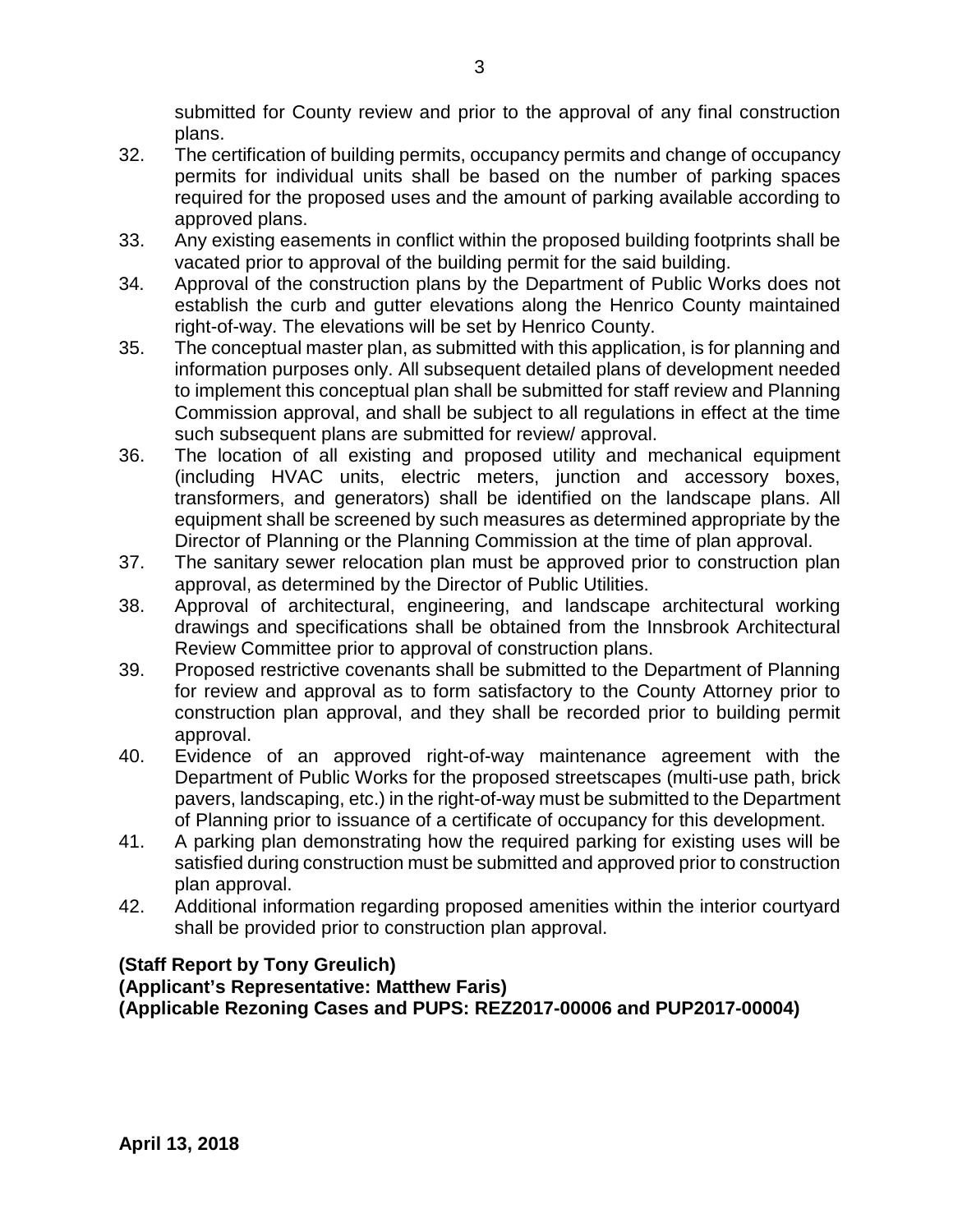submitted for County review and prior to the approval of any final construction plans.

32. The certification of building permits, occupancy permits and change of occupancy permits for individual units shall be based on the number of parking spaces required for the proposed uses and the amount of parking available according to approved plans.
33. Any existing easements in conflict within the proposed building footprints shall be vacated prior to approval of the building permit for the said building.
34. Approval of the construction plans by the Department of Public Works does not establish the curb and gutter elevations along the Henrico County maintained right-of-way. The elevations will be set by Henrico County.
35. The conceptual master plan, as submitted with this application, is for planning and information purposes only. All subsequent detailed plans of development needed to implement this conceptual plan shall be submitted for staff review and Planning Commission approval, and shall be subject to all regulations in effect at the time such subsequent plans are submitted for review/ approval.
36. The location of all existing and proposed utility and mechanical equipment (including HVAC units, electric meters, junction and accessory boxes, transformers, and generators) shall be identified on the landscape plans. All equipment shall be screened by such measures as determined appropriate by the Director of Planning or the Planning Commission at the time of plan approval.
37. The sanitary sewer relocation plan must be approved prior to construction plan approval, as determined by the Director of Public Utilities.
38. Approval of architectural, engineering, and landscape architectural working drawings and specifications shall be obtained from the Innsbrook Architectural Review Committee prior to approval of construction plans.
39. Proposed restrictive covenants shall be submitted to the Department of Planning for review and approval as to form satisfactory to the County Attorney prior to construction plan approval, and they shall be recorded prior to building permit approval.
40. Evidence of an approved right-of-way maintenance agreement with the Department of Public Works for the proposed streetscapes (multi-use path, brick pavers, landscaping, etc.) in the right-of-way must be submitted to the Department of Planning prior to issuance of a certificate of occupancy for this development.
41. A parking plan demonstrating how the required parking for existing uses will be satisfied during construction must be submitted and approved prior to construction plan approval.
42. Additional information regarding proposed amenities within the interior courtyard shall be provided prior to construction plan approval.

**(Staff Report by Tony Greulich)**
**(Applicant's Representative: Matthew Faris)**
**(Applicable Rezoning Cases and PUPS: REZ2017-00006 and PUP2017-00004)**

**April 13, 2018**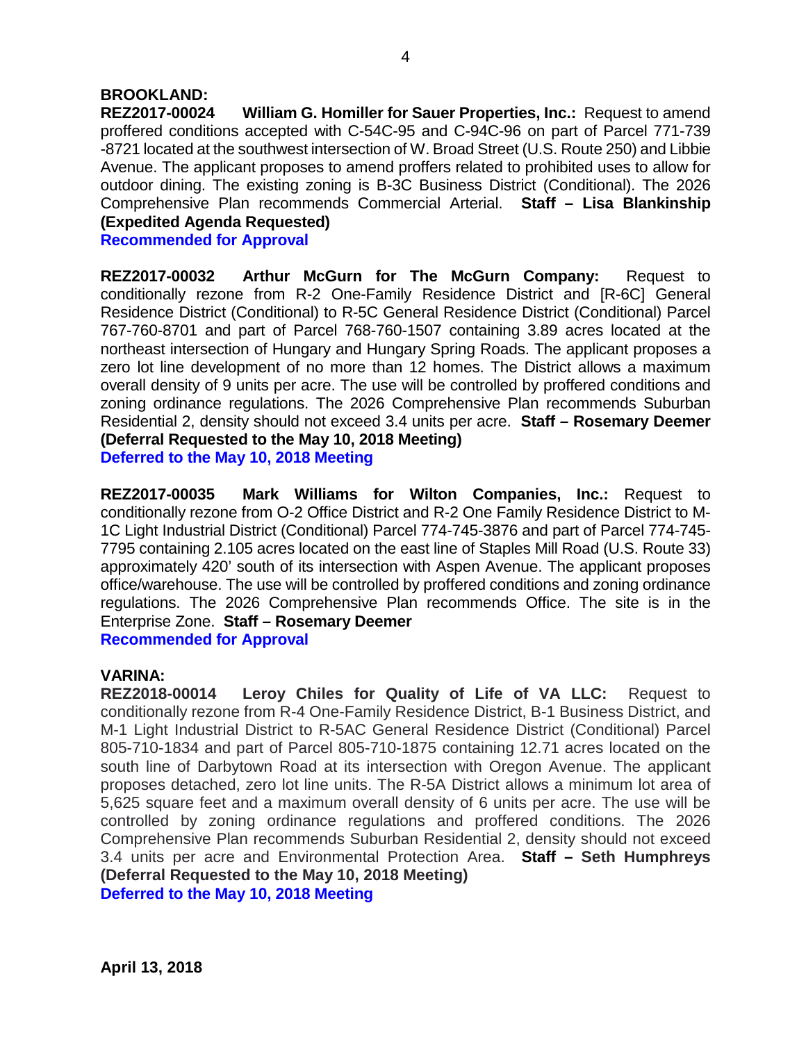**BROOKLAND:**

**REZ2017-00024 William G. Homiller for Sauer Properties, Inc.:** Request to amend proffered conditions accepted with C-54C-95 and C-94C-96 on part of Parcel 771-739-8721 located at the southwest intersection of W. Broad Street (U.S. Route 250) and Libbie Avenue. The applicant proposes to amend proffers related to prohibited uses to allow for outdoor dining. The existing zoning is B-3C Business District (Conditional). The 2026 Comprehensive Plan recommends Commercial Arterial. **Staff – Lisa Blankinship (Expedited Agenda Requested)**

**Recommended for Approval**

**REZ2017-00032 Arthur McGurn for The McGurn Company:** Request to conditionally rezone from R-2 One-Family Residence District and [R-6C] General Residence District (Conditional) to R-5C General Residence District (Conditional) Parcel 767-760-8701 and part of Parcel 768-760-1507 containing 3.89 acres located at the northeast intersection of Hungary and Hungary Spring Roads. The applicant proposes a zero lot line development of no more than 12 homes. The District allows a maximum overall density of 9 units per acre. The use will be controlled by proffered conditions and zoning ordinance regulations. The 2026 Comprehensive Plan recommends Suburban Residential 2, density should not exceed 3.4 units per acre. **Staff – Rosemary Deemer (Deferral Requested to the May 10, 2018 Meeting)**

**Deferred to the May 10, 2018 Meeting**

**REZ2017-00035 Mark Williams for Wilton Companies, Inc.:** Request to conditionally rezone from O-2 Office District and R-2 One Family Residence District to M-1C Light Industrial District (Conditional) Parcel 774-745-3876 and part of Parcel 774-745-7795 containing 2.105 acres located on the east line of Staples Mill Road (U.S. Route 33) approximately 420' south of its intersection with Aspen Avenue. The applicant proposes office/warehouse. The use will be controlled by proffered conditions and zoning ordinance regulations. The 2026 Comprehensive Plan recommends Office. The site is in the Enterprise Zone. **Staff – Rosemary Deemer**

**Recommended for Approval**

**VARINA:**

**REZ2018-00014 Leroy Chiles for Quality of Life of VA LLC:** Request to conditionally rezone from R-4 One-Family Residence District, B-1 Business District, and M-1 Light Industrial District to R-5AC General Residence District (Conditional) Parcel 805-710-1834 and part of Parcel 805-710-1875 containing 12.71 acres located on the south line of Darbytown Road at its intersection with Oregon Avenue. The applicant proposes detached, zero lot line units. The R-5A District allows a minimum lot area of 5,625 square feet and a maximum overall density of 6 units per acre. The use will be controlled by zoning ordinance regulations and proffered conditions. The 2026 Comprehensive Plan recommends Suburban Residential 2, density should not exceed 3.4 units per acre and Environmental Protection Area. **Staff – Seth Humphreys (Deferral Requested to the May 10, 2018 Meeting)**

**Deferred to the May 10, 2018 Meeting**

**April 13, 2018**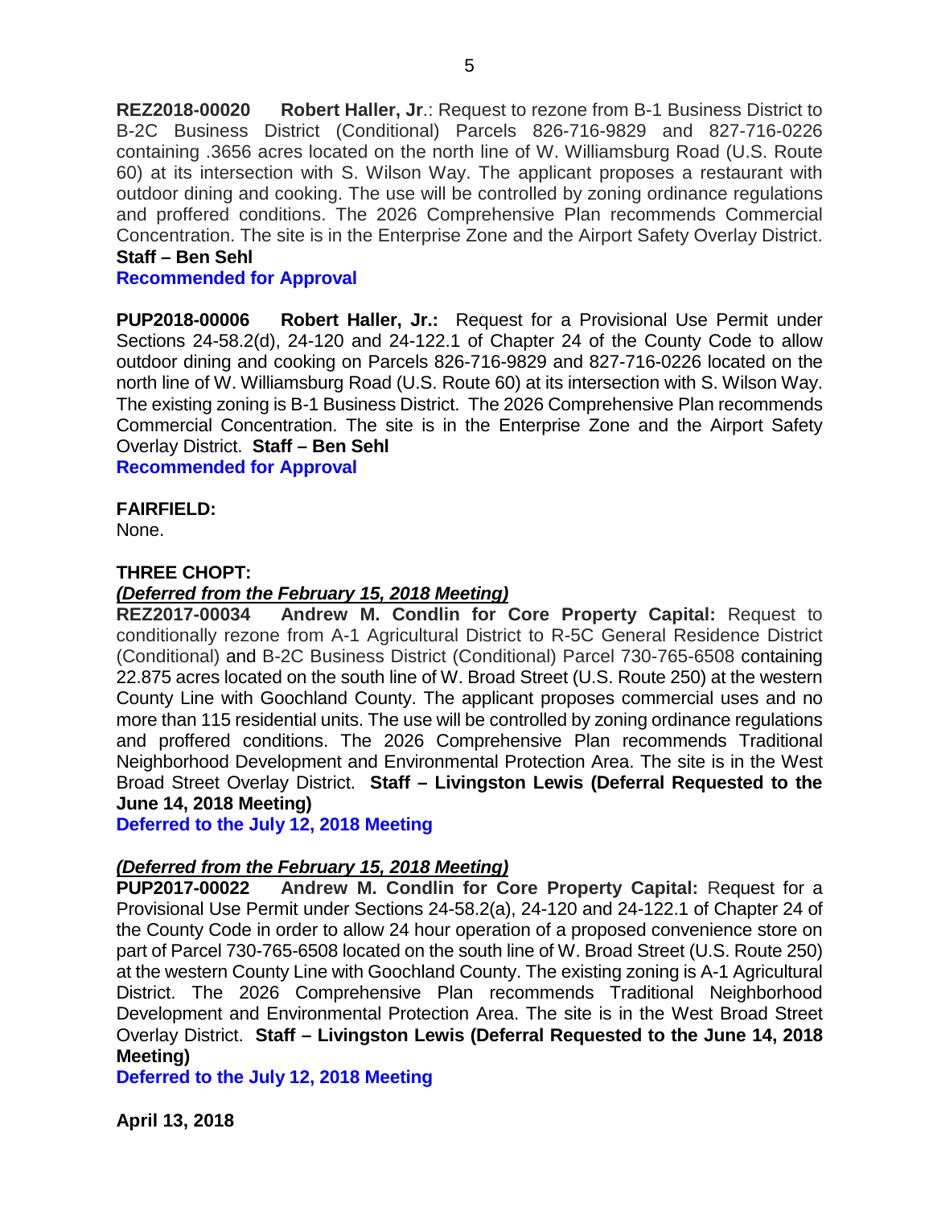**REZ2018-00020 Robert Haller, Jr**.: Request to rezone from B-1 Business District to B-2C Business District (Conditional) Parcels 826-716-9829 and 827-716-0226 containing .3656 acres located on the north line of W. Williamsburg Road (U.S. Route 60) at its intersection with S. Wilson Way. The applicant proposes a restaurant with outdoor dining and cooking. The use will be controlled by zoning ordinance regulations and proffered conditions. The 2026 Comprehensive Plan recommends Commercial Concentration. The site is in the Enterprise Zone and the Airport Safety Overlay District. **Staff – Ben Sehl**
**Recommended for Approval**

**PUP2018-00006 Robert Haller, Jr.:** Request for a Provisional Use Permit under Sections 24-58.2(d), 24-120 and 24-122.1 of Chapter 24 of the County Code to allow outdoor dining and cooking on Parcels 826-716-9829 and 827-716-0226 located on the north line of W. Williamsburg Road (U.S. Route 60) at its intersection with S. Wilson Way. The existing zoning is B-1 Business District. The 2026 Comprehensive Plan recommends Commercial Concentration. The site is in the Enterprise Zone and the Airport Safety Overlay District. **Staff – Ben Sehl**
**Recommended for Approval**

**FAIRFIELD:**
None.

**THREE CHOPT:**
***(Deferred from the February 15, 2018 Meeting)***
**REZ2017-00034 Andrew M. Condlin for Core Property Capital:** Request to conditionally rezone from A-1 Agricultural District to R-5C General Residence District (Conditional) and B-2C Business District (Conditional) Parcel 730-765-6508 containing 22.875 acres located on the south line of W. Broad Street (U.S. Route 250) at the western County Line with Goochland County. The applicant proposes commercial uses and no more than 115 residential units. The use will be controlled by zoning ordinance regulations and proffered conditions. The 2026 Comprehensive Plan recommends Traditional Neighborhood Development and Environmental Protection Area. The site is in the West Broad Street Overlay District. **Staff – Livingston Lewis (Deferral Requested to the June 14, 2018 Meeting)**
**Deferred to the July 12, 2018 Meeting**

***(Deferred from the February 15, 2018 Meeting)***
**PUP2017-00022 Andrew M. Condlin for Core Property Capital:** Request for a Provisional Use Permit under Sections 24-58.2(a), 24-120 and 24-122.1 of Chapter 24 of the County Code in order to allow 24 hour operation of a proposed convenience store on part of Parcel 730-765-6508 located on the south line of W. Broad Street (U.S. Route 250) at the western County Line with Goochland County. The existing zoning is A-1 Agricultural District. The 2026 Comprehensive Plan recommends Traditional Neighborhood Development and Environmental Protection Area. The site is in the West Broad Street Overlay District. **Staff – Livingston Lewis (Deferral Requested to the June 14, 2018 Meeting)**
**Deferred to the July 12, 2018 Meeting**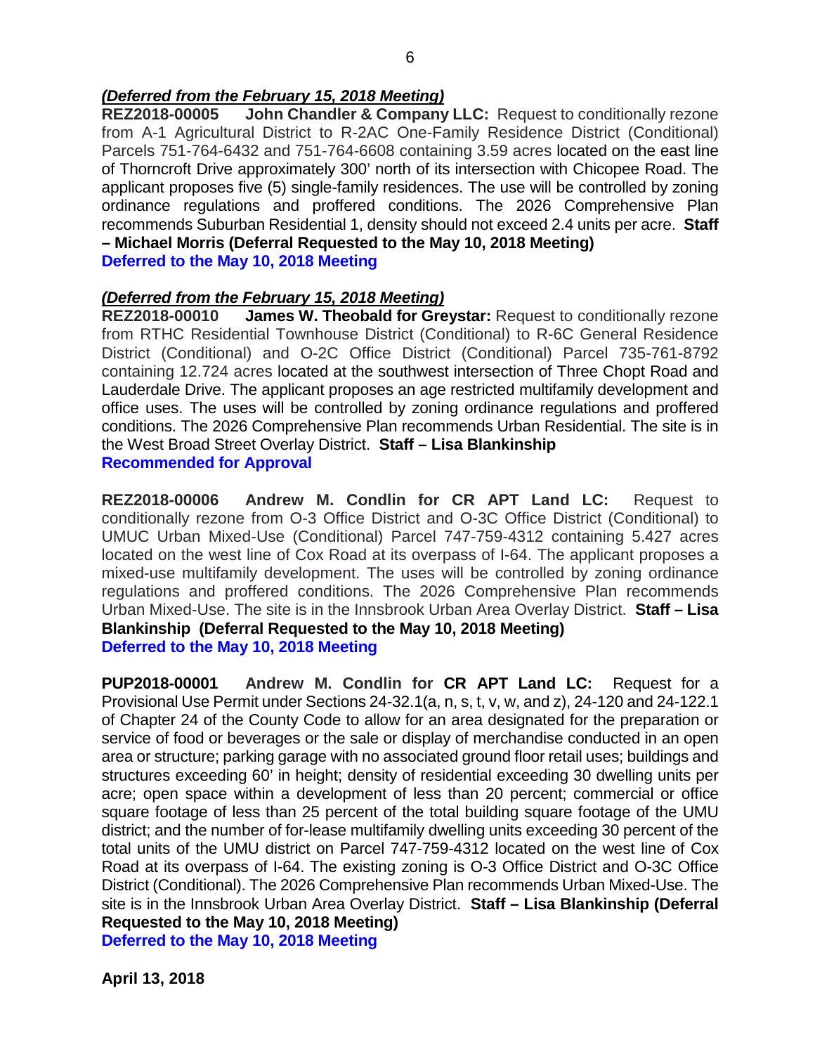***(Deferred from the February 15, 2018 Meeting)***

**REZ2018-00005 John Chandler & Company LLC:** Request to conditionally rezone from A-1 Agricultural District to R-2AC One-Family Residence District (Conditional) Parcels 751-764-6432 and 751-764-6608 containing 3.59 acres located on the east line of Thorncroft Drive approximately 300' north of its intersection with Chicopee Road. The applicant proposes five (5) single-family residences. The use will be controlled by zoning ordinance regulations and proffered conditions. The 2026 Comprehensive Plan recommends Suburban Residential 1, density should not exceed 2.4 units per acre. **Staff – Michael Morris (Deferral Requested to the May 10, 2018 Meeting)**

**Deferred to the May 10, 2018 Meeting**

***(Deferred from the February 15, 2018 Meeting)***

**REZ2018-00010 James W. Theobald for Greystar:** Request to conditionally rezone from RTHC Residential Townhouse District (Conditional) to R-6C General Residence District (Conditional) and O-2C Office District (Conditional) Parcel 735-761-8792 containing 12.724 acres located at the southwest intersection of Three Chopt Road and Lauderdale Drive. The applicant proposes an age restricted multifamily development and office uses. The uses will be controlled by zoning ordinance regulations and proffered conditions. The 2026 Comprehensive Plan recommends Urban Residential. The site is in the West Broad Street Overlay District. **Staff – Lisa Blankinship**

**Recommended for Approval**

**REZ2018-00006 Andrew M. Condlin for CR APT Land LC:** Request to conditionally rezone from O-3 Office District and O-3C Office District (Conditional) to UMUC Urban Mixed-Use (Conditional) Parcel 747-759-4312 containing 5.427 acres located on the west line of Cox Road at its overpass of I-64. The applicant proposes a mixed-use multifamily development. The uses will be controlled by zoning ordinance regulations and proffered conditions. The 2026 Comprehensive Plan recommends Urban Mixed-Use. The site is in the Innsbrook Urban Area Overlay District. **Staff – Lisa Blankinship (Deferral Requested to the May 10, 2018 Meeting)**

**Deferred to the May 10, 2018 Meeting**

**PUP2018-00001 Andrew M. Condlin for CR APT Land LC:** Request for a Provisional Use Permit under Sections 24-32.1(a, n, s, t, v, w, and z), 24-120 and 24-122.1 of Chapter 24 of the County Code to allow for an area designated for the preparation or service of food or beverages or the sale or display of merchandise conducted in an open area or structure; parking garage with no associated ground floor retail uses; buildings and structures exceeding 60' in height; density of residential exceeding 30 dwelling units per acre; open space within a development of less than 20 percent; commercial or office square footage of less than 25 percent of the total building square footage of the UMU district; and the number of for-lease multifamily dwelling units exceeding 30 percent of the total units of the UMU district on Parcel 747-759-4312 located on the west line of Cox Road at its overpass of I-64. The existing zoning is O-3 Office District and O-3C Office District (Conditional). The 2026 Comprehensive Plan recommends Urban Mixed-Use. The site is in the Innsbrook Urban Area Overlay District. **Staff – Lisa Blankinship (Deferral Requested to the May 10, 2018 Meeting)**

**Deferred to the May 10, 2018 Meeting**

**April 13, 2018**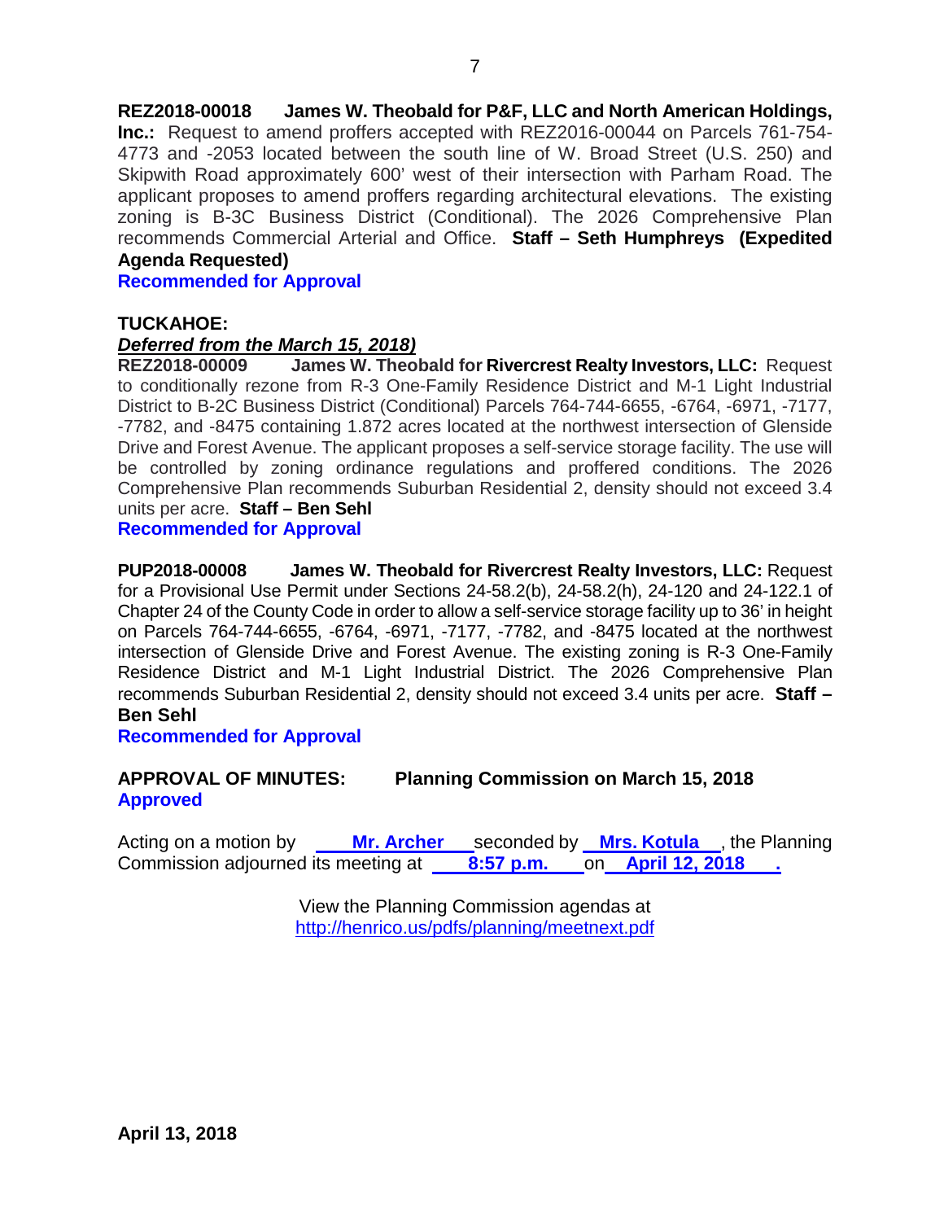**REZ2018-00018 James W. Theobald for P&F, LLC and North American Holdings, Inc.:** Request to amend proffers accepted with REZ2016-00044 on Parcels 761-754-4773 and -2053 located between the south line of W. Broad Street (U.S. 250) and Skipwith Road approximately 600' west of their intersection with Parham Road. The applicant proposes to amend proffers regarding architectural elevations. The existing zoning is B-3C Business District (Conditional). The 2026 Comprehensive Plan recommends Commercial Arterial and Office. **Staff – Seth Humphreys (Expedited Agenda Requested)**
**Recommended for Approval**

**TUCKAHOE:**
***Deferred from the March 15, 2018)***
**REZ2018-00009 James W. Theobald for Rivercrest Realty Investors, LLC:** Request to conditionally rezone from R-3 One-Family Residence District and M-1 Light Industrial District to B-2C Business District (Conditional) Parcels 764-744-6655, -6764, -6971, -7177, -7782, and -8475 containing 1.872 acres located at the northwest intersection of Glenside Drive and Forest Avenue. The applicant proposes a self-service storage facility. The use will be controlled by zoning ordinance regulations and proffered conditions. The 2026 Comprehensive Plan recommends Suburban Residential 2, density should not exceed 3.4 units per acre. **Staff – Ben Sehl**
**Recommended for Approval**

**PUP2018-00008 James W. Theobald for Rivercrest Realty Investors, LLC:** Request for a Provisional Use Permit under Sections 24-58.2(b), 24-58.2(h), 24-120 and 24-122.1 of Chapter 24 of the County Code in order to allow a self-service storage facility up to 36' in height on Parcels 764-744-6655, -6764, -6971, -7177, -7782, and -8475 located at the northwest intersection of Glenside Drive and Forest Avenue. The existing zoning is R-3 One-Family Residence District and M-1 Light Industrial District. The 2026 Comprehensive Plan recommends Suburban Residential 2, density should not exceed 3.4 units per acre. **Staff – Ben Sehl**
**Recommended for Approval**

**APPROVAL OF MINUTES: Planning Commission on March 15, 2018**
**Approved**

Acting on a motion by **Mr. Archer** seconded by **Mrs. Kotula**, the Planning Commission adjourned its meeting at **8:57 p.m.** on **April 12, 2018**.

View the Planning Commission agendas at
http://henrico.us/pdfs/planning/meetnext.pdf

**April 13, 2018**